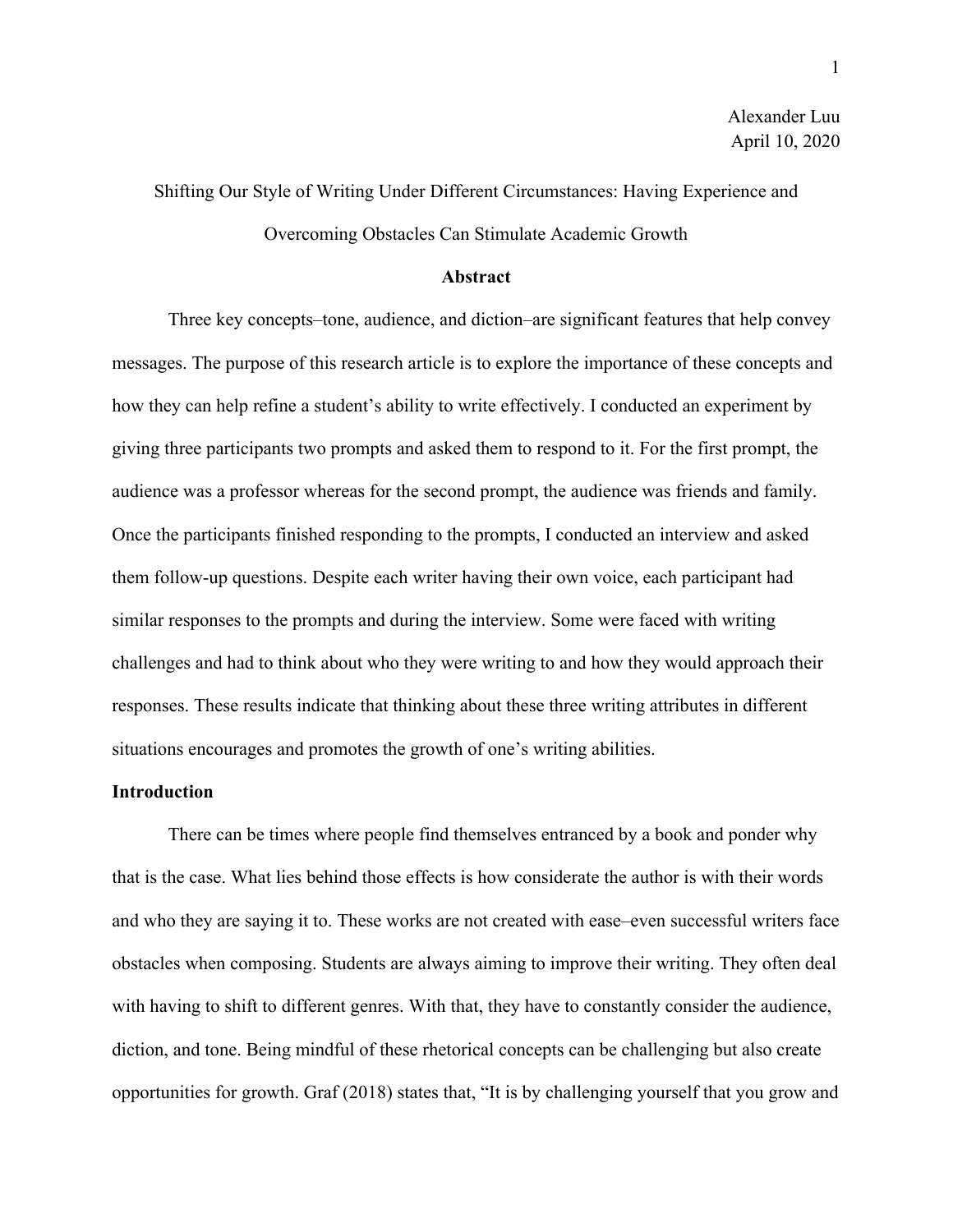Alexander Luu
April 10, 2020

# Shifting Our Style of Writing Under Different Circumstances: Having Experience and Overcoming Obstacles Can Stimulate Academic Growth

## Abstract

Three key concepts–tone, audience, and diction–are significant features that help convey messages. The purpose of this research article is to explore the importance of these concepts and how they can help refine a student's ability to write effectively. I conducted an experiment by giving three participants two prompts and asked them to respond to it. For the first prompt, the audience was a professor whereas for the second prompt, the audience was friends and family. Once the participants finished responding to the prompts, I conducted an interview and asked them follow-up questions. Despite each writer having their own voice, each participant had similar responses to the prompts and during the interview. Some were faced with writing challenges and had to think about who they were writing to and how they would approach their responses. These results indicate that thinking about these three writing attributes in different situations encourages and promotes the growth of one's writing abilities.

## Introduction

There can be times where people find themselves entranced by a book and ponder why that is the case. What lies behind those effects is how considerate the author is with their words and who they are saying it to. These works are not created with ease–even successful writers face obstacles when composing. Students are always aiming to improve their writing. They often deal with having to shift to different genres. With that, they have to constantly consider the audience, diction, and tone. Being mindful of these rhetorical concepts can be challenging but also create opportunities for growth. Graf (2018) states that, "It is by challenging yourself that you grow and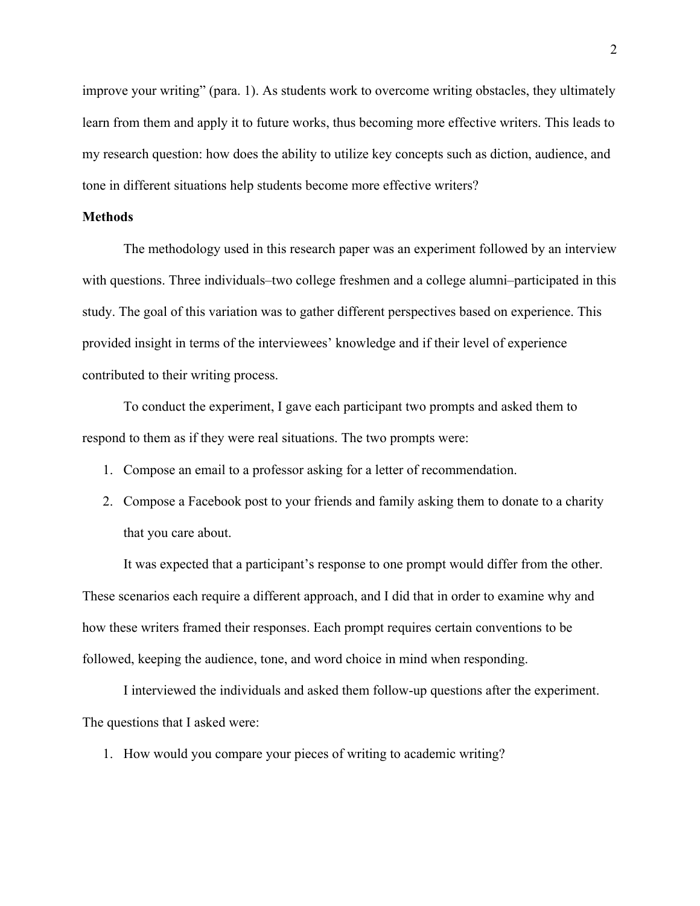improve your writing" (para. 1). As students work to overcome writing obstacles, they ultimately learn from them and apply it to future works, thus becoming more effective writers. This leads to my research question: how does the ability to utilize key concepts such as diction, audience, and tone in different situations help students become more effective writers?

**Methods**

The methodology used in this research paper was an experiment followed by an interview with questions. Three individuals–two college freshmen and a college alumni–participated in this study. The goal of this variation was to gather different perspectives based on experience. This provided insight in terms of the interviewees' knowledge and if their level of experience contributed to their writing process.

To conduct the experiment, I gave each participant two prompts and asked them to respond to them as if they were real situations. The two prompts were:

1. Compose an email to a professor asking for a letter of recommendation.
2. Compose a Facebook post to your friends and family asking them to donate to a charity that you care about.

It was expected that a participant's response to one prompt would differ from the other. These scenarios each require a different approach, and I did that in order to examine why and how these writers framed their responses. Each prompt requires certain conventions to be followed, keeping the audience, tone, and word choice in mind when responding.

I interviewed the individuals and asked them follow-up questions after the experiment. The questions that I asked were:

1. How would you compare your pieces of writing to academic writing?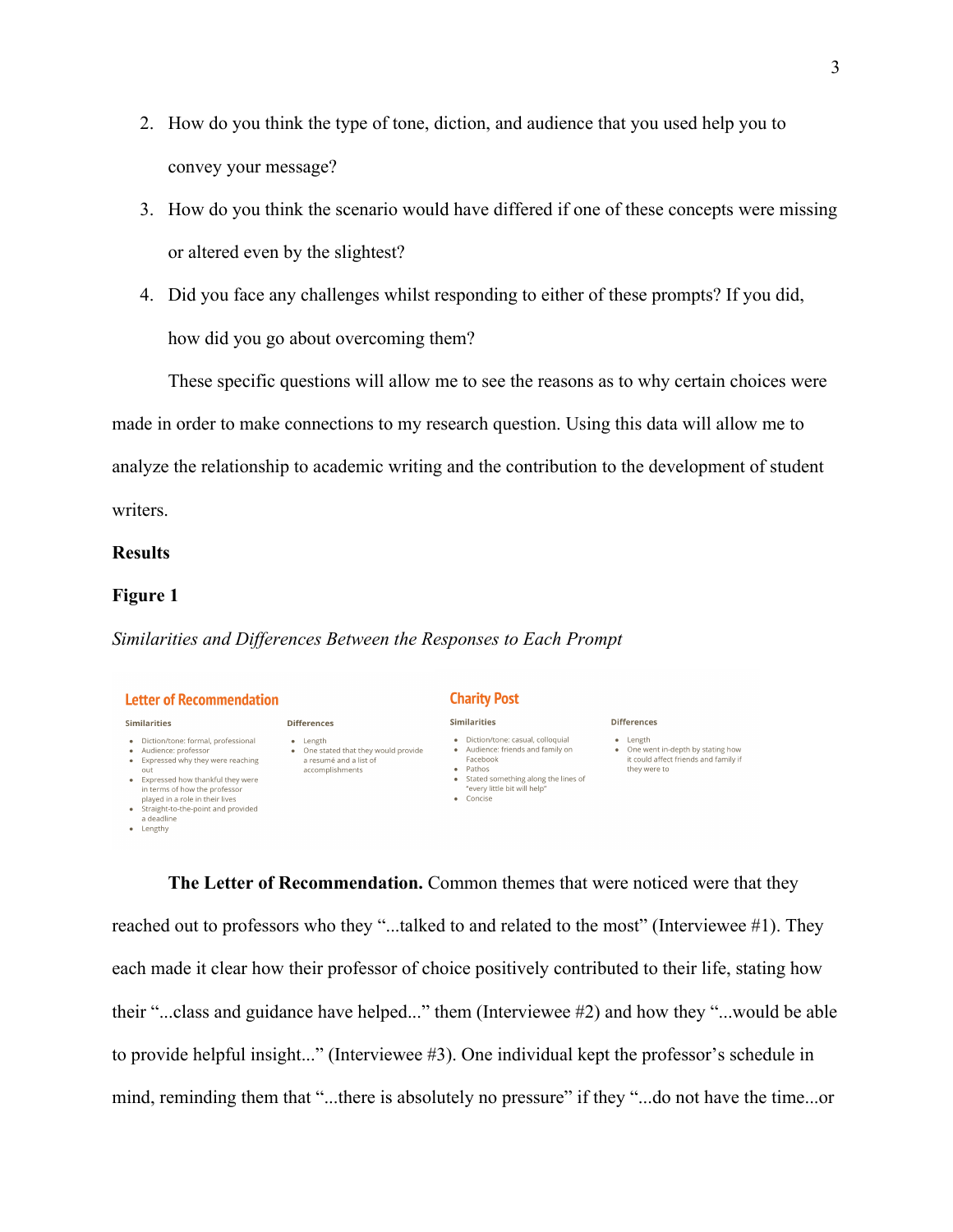2. How do you think the type of tone, diction, and audience that you used help you to convey your message?
3. How do you think the scenario would have differed if one of these concepts were missing or altered even by the slightest?
4. Did you face any challenges whilst responding to either of these prompts? If you did, how did you go about overcoming them?

These specific questions will allow me to see the reasons as to why certain choices were made in order to make connections to my research question. Using this data will allow me to analyze the relationship to academic writing and the contribution to the development of student writers.

**Results**

**Figure 1**

*Similarities and Differences Between the Responses to Each Prompt*

**Letter of Recommendation**

Similarities

- Diction/tone: formal, professional
- Audience: professor
- Expressed why they were reaching out
- Expressed how thankful they were in terms of how the professor played in a role in their lives
- Straight-to-the-point and provided a deadline
- Lengthy

Differences

- Length
- One stated that they would provide a resumé and a list of accomplishments

**Charity Post**

Similarities

- Diction/tone: casual, colloquial
- Audience: friends and family on Facebook
- Pathos
- Stated something along the lines of "every little bit will help"
- Concise

Differences

- Length
- One went in-depth by stating how it could affect friends and family if they were to

**The Letter of Recommendation.** Common themes that were noticed were that they reached out to professors who they "...talked to and related to the most" (Interviewee #1). They each made it clear how their professor of choice positively contributed to their life, stating how their "...class and guidance have helped..." them (Interviewee #2) and how they "...would be able to provide helpful insight..." (Interviewee #3). One individual kept the professor's schedule in mind, reminding them that "...there is absolutely no pressure" if they "...do not have the time...or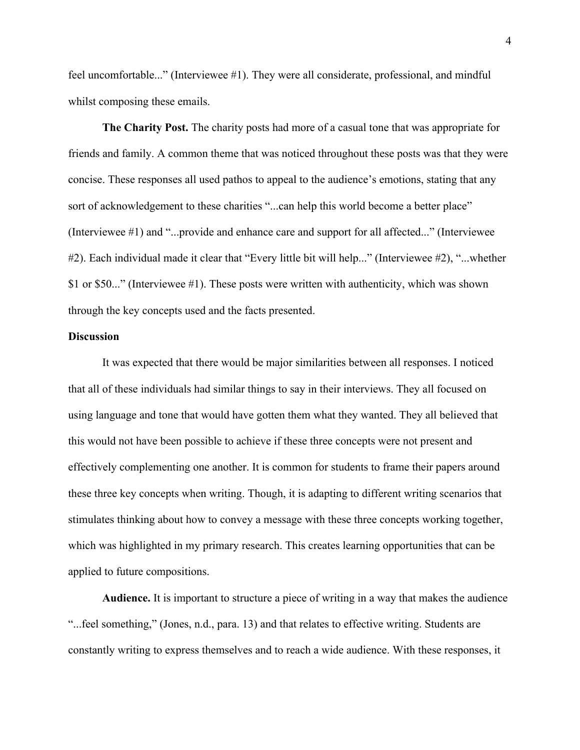feel uncomfortable...” (Interviewee #1). They were all considerate, professional, and mindful whilst composing these emails.

**The Charity Post.** The charity posts had more of a casual tone that was appropriate for friends and family. A common theme that was noticed throughout these posts was that they were concise. These responses all used pathos to appeal to the audience’s emotions, stating that any sort of acknowledgement to these charities “...can help this world become a better place” (Interviewee #1) and “...provide and enhance care and support for all affected...” (Interviewee #2). Each individual made it clear that “Every little bit will help...” (Interviewee #2), “...whether $1 or $50...” (Interviewee #1). These posts were written with authenticity, which was shown through the key concepts used and the facts presented.

## Discussion

It was expected that there would be major similarities between all responses. I noticed that all of these individuals had similar things to say in their interviews. They all focused on using language and tone that would have gotten them what they wanted. They all believed that this would not have been possible to achieve if these three concepts were not present and effectively complementing one another. It is common for students to frame their papers around these three key concepts when writing. Though, it is adapting to different writing scenarios that stimulates thinking about how to convey a message with these three concepts working together, which was highlighted in my primary research. This creates learning opportunities that can be applied to future compositions.

**Audience.** It is important to structure a piece of writing in a way that makes the audience “...feel something,” (Jones, n.d., para. 13) and that relates to effective writing. Students are constantly writing to express themselves and to reach a wide audience. With these responses, it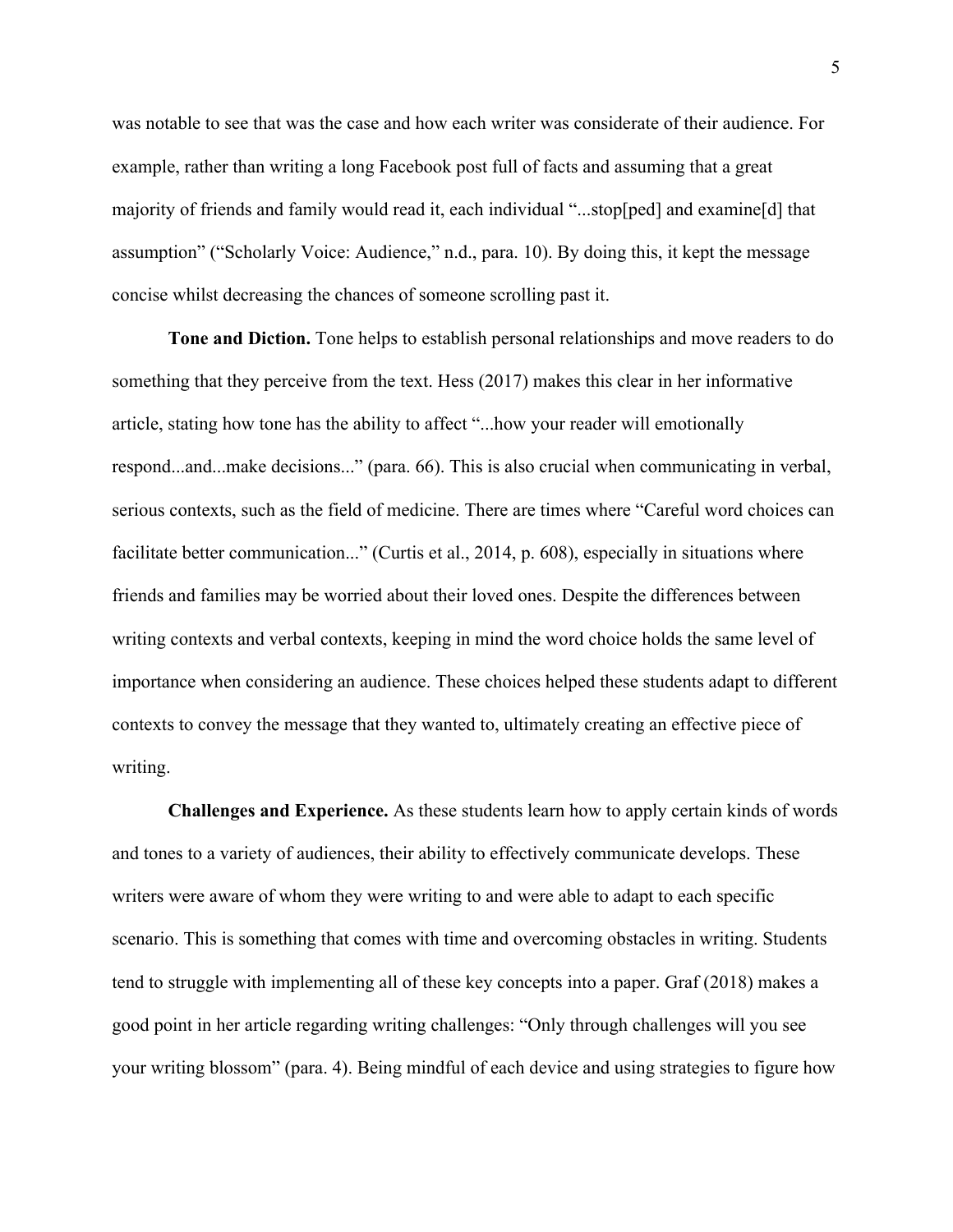was notable to see that was the case and how each writer was considerate of their audience. For example, rather than writing a long Facebook post full of facts and assuming that a great majority of friends and family would read it, each individual "...stop[ped] and examine[d] that assumption" ("Scholarly Voice: Audience," n.d., para. 10). By doing this, it kept the message concise whilst decreasing the chances of someone scrolling past it.

**Tone and Diction.** Tone helps to establish personal relationships and move readers to do something that they perceive from the text. Hess (2017) makes this clear in her informative article, stating how tone has the ability to affect "...how your reader will emotionally respond...and...make decisions..." (para. 66). This is also crucial when communicating in verbal, serious contexts, such as the field of medicine. There are times where "Careful word choices can facilitate better communication..." (Curtis et al., 2014, p. 608), especially in situations where friends and families may be worried about their loved ones. Despite the differences between writing contexts and verbal contexts, keeping in mind the word choice holds the same level of importance when considering an audience. These choices helped these students adapt to different contexts to convey the message that they wanted to, ultimately creating an effective piece of writing.

**Challenges and Experience.** As these students learn how to apply certain kinds of words and tones to a variety of audiences, their ability to effectively communicate develops. These writers were aware of whom they were writing to and were able to adapt to each specific scenario. This is something that comes with time and overcoming obstacles in writing. Students tend to struggle with implementing all of these key concepts into a paper. Graf (2018) makes a good point in her article regarding writing challenges: "Only through challenges will you see your writing blossom" (para. 4). Being mindful of each device and using strategies to figure how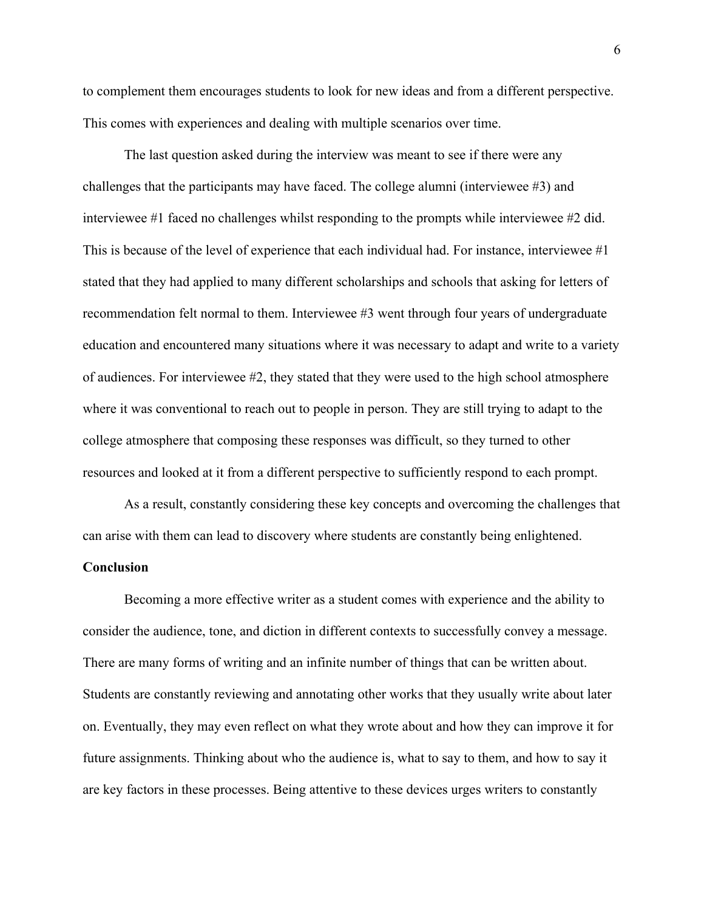to complement them encourages students to look for new ideas and from a different perspective. This comes with experiences and dealing with multiple scenarios over time.

The last question asked during the interview was meant to see if there were any challenges that the participants may have faced. The college alumni (interviewee #3) and interviewee #1 faced no challenges whilst responding to the prompts while interviewee #2 did. This is because of the level of experience that each individual had. For instance, interviewee #1 stated that they had applied to many different scholarships and schools that asking for letters of recommendation felt normal to them. Interviewee #3 went through four years of undergraduate education and encountered many situations where it was necessary to adapt and write to a variety of audiences. For interviewee #2, they stated that they were used to the high school atmosphere where it was conventional to reach out to people in person. They are still trying to adapt to the college atmosphere that composing these responses was difficult, so they turned to other resources and looked at it from a different perspective to sufficiently respond to each prompt.

As a result, constantly considering these key concepts and overcoming the challenges that can arise with them can lead to discovery where students are constantly being enlightened.

**Conclusion**

Becoming a more effective writer as a student comes with experience and the ability to consider the audience, tone, and diction in different contexts to successfully convey a message. There are many forms of writing and an infinite number of things that can be written about. Students are constantly reviewing and annotating other works that they usually write about later on. Eventually, they may even reflect on what they wrote about and how they can improve it for future assignments. Thinking about who the audience is, what to say to them, and how to say it are key factors in these processes. Being attentive to these devices urges writers to constantly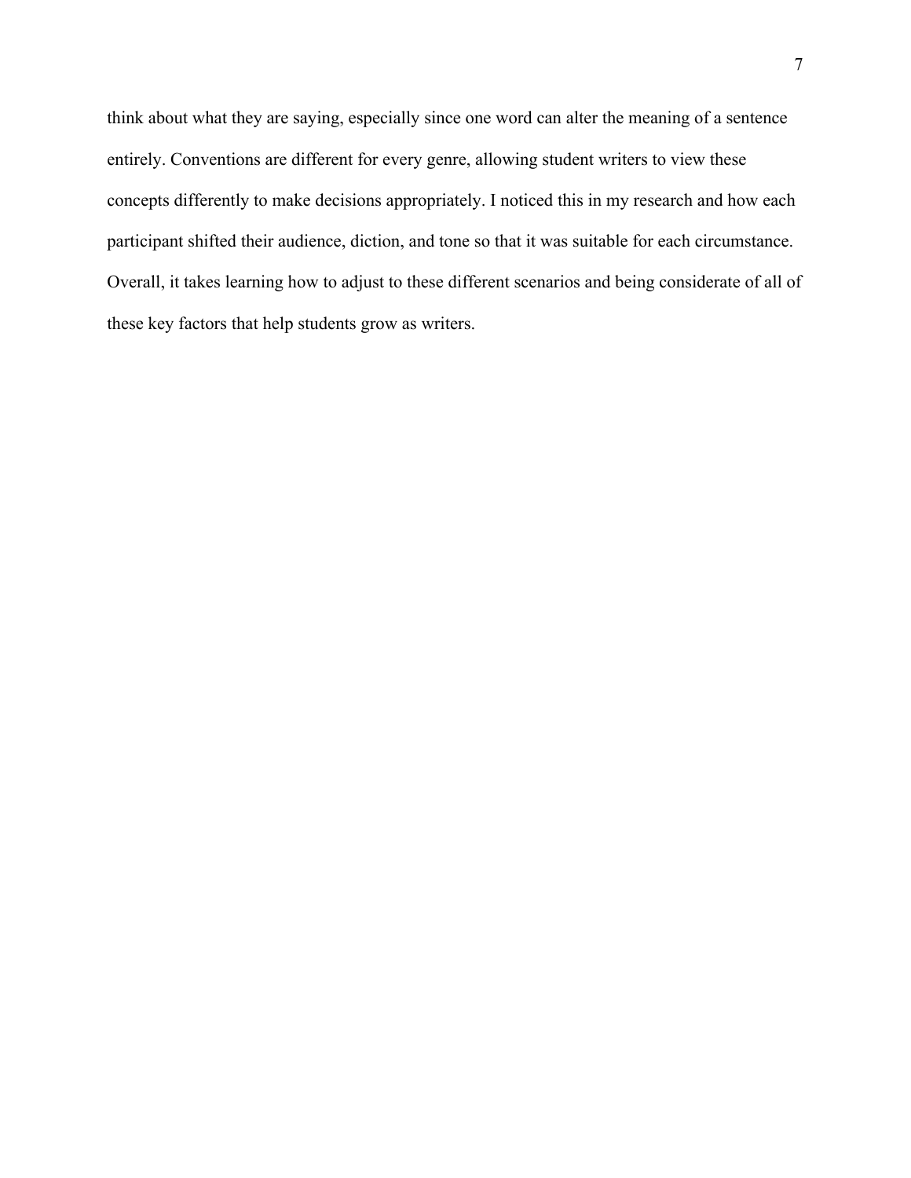think about what they are saying, especially since one word can alter the meaning of a sentence entirely. Conventions are different for every genre, allowing student writers to view these concepts differently to make decisions appropriately. I noticed this in my research and how each participant shifted their audience, diction, and tone so that it was suitable for each circumstance. Overall, it takes learning how to adjust to these different scenarios and being considerate of all of these key factors that help students grow as writers.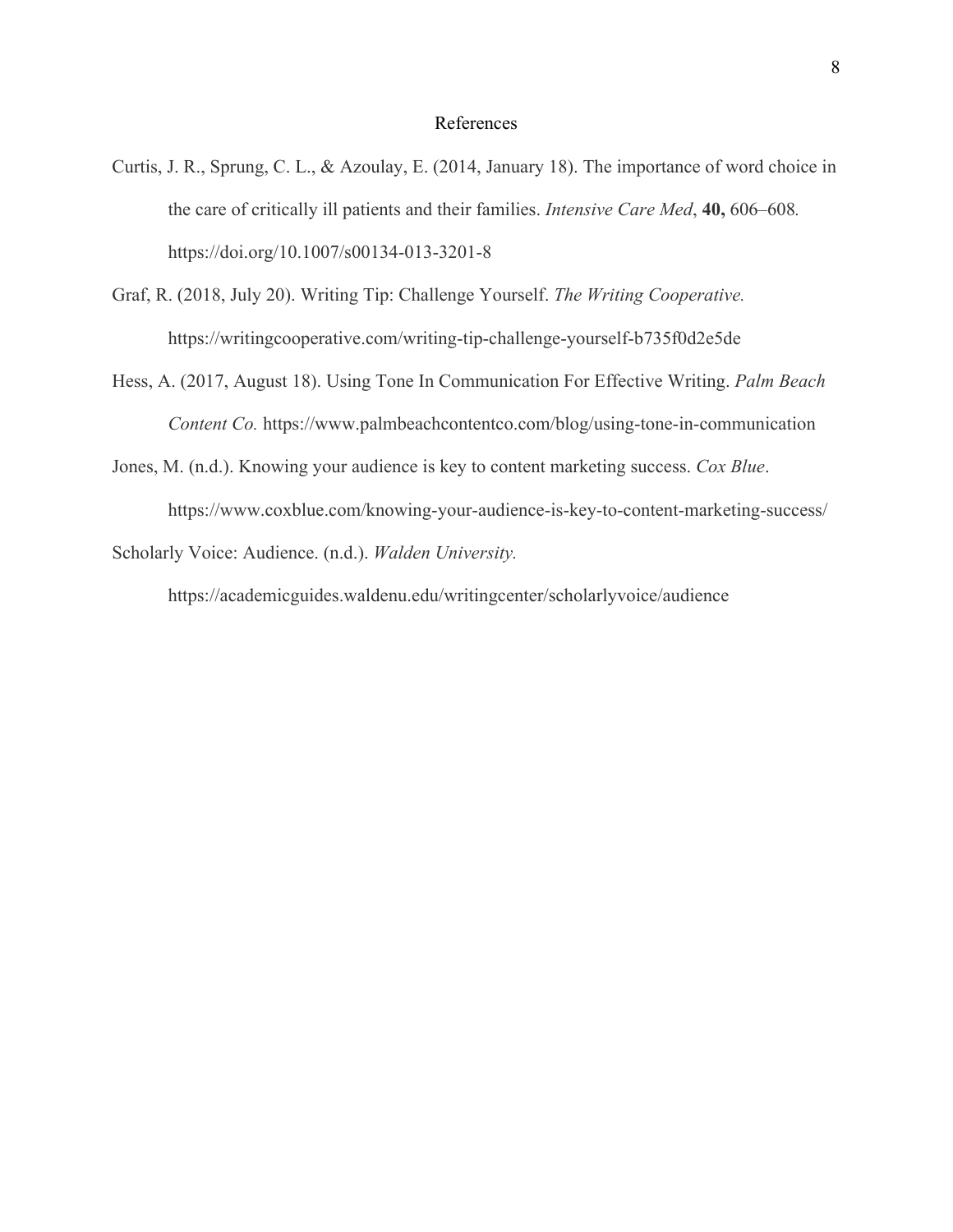# References

Curtis, J. R., Sprung, C. L., & Azoulay, E. (2014, January 18). The importance of word choice in the care of critically ill patients and their families. *Intensive Care Med*, **40,** 606–608. https://doi.org/10.1007/s00134-013-3201-8

Graf, R. (2018, July 20). Writing Tip: Challenge Yourself. *The Writing Cooperative.* https://writingcooperative.com/writing-tip-challenge-yourself-b735f0d2e5de

Hess, A. (2017, August 18). Using Tone In Communication For Effective Writing. *Palm Beach Content Co.* https://www.palmbeachcontentco.com/blog/using-tone-in-communication

Jones, M. (n.d.). Knowing your audience is key to content marketing success. *Cox Blue*. https://www.coxblue.com/knowing-your-audience-is-key-to-content-marketing-success/

Scholarly Voice: Audience. (n.d.). *Walden University.* https://academicguides.waldenu.edu/writingcenter/scholarlyvoice/audience